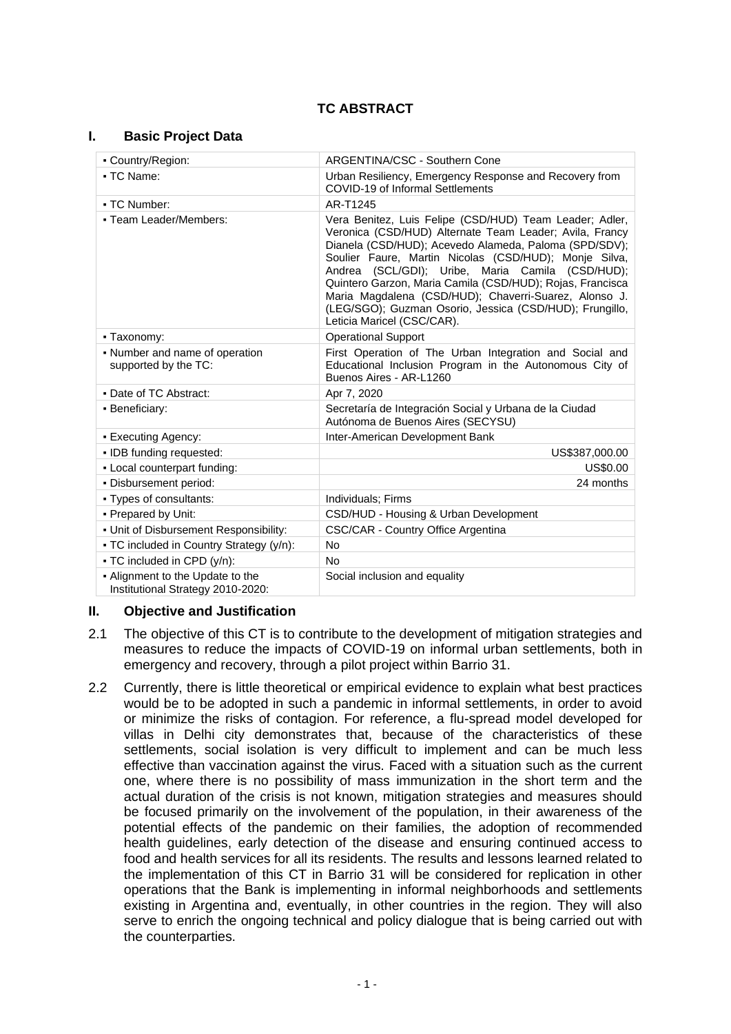# TC ABSTRACT

## I. Basic Project Data

| | |
|---|---|
| ▪ Country/Region: | ARGENTINA/CSC - Southern Cone |
| ▪ TC Name: | Urban Resiliency, Emergency Response and Recovery from COVID-19 of Informal Settlements |
| ▪ TC Number: | AR-T1245 |
| ▪ Team Leader/Members: | Vera Benitez, Luis Felipe (CSD/HUD) Team Leader; Adler, Veronica (CSD/HUD) Alternate Team Leader; Avila, Francy Dianela (CSD/HUD); Acevedo Alameda, Paloma (SPD/SDV); Soulier Faure, Martin Nicolas (CSD/HUD); Monje Silva, Andrea (SCL/GDI); Uribe, Maria Camila (CSD/HUD); Quintero Garzon, Maria Camila (CSD/HUD); Rojas, Francisca Maria Magdalena (CSD/HUD); Chaverri-Suarez, Alonso J. (LEG/SGO); Guzman Osorio, Jessica (CSD/HUD); Frungillo, Leticia Maricel (CSC/CAR). |
| ▪ Taxonomy: | Operational Support |
| ▪ Number and name of operation supported by the TC: | First Operation of The Urban Integration and Social and Educational Inclusion Program in the Autonomous City of Buenos Aires - AR-L1260 |
| ▪ Date of TC Abstract: | Apr 7, 2020 |
| ▪ Beneficiary: | Secretaría de Integración Social y Urbana de la Ciudad Autónoma de Buenos Aires (SECYSU) |
| ▪ Executing Agency: | Inter-American Development Bank |
| ▪ IDB funding requested: | US$387,000.00 |
| ▪ Local counterpart funding: | US$0.00 |
| ▪ Disbursement period: | 24 months |
| ▪ Types of consultants: | Individuals; Firms |
| ▪ Prepared by Unit: | CSD/HUD - Housing & Urban Development |
| ▪ Unit of Disbursement Responsibility: | CSC/CAR - Country Office Argentina |
| ▪ TC included in Country Strategy (y/n): | No |
| ▪ TC included in CPD (y/n): | No |
| ▪ Alignment to the Update to the Institutional Strategy 2010-2020: | Social inclusion and equality |

## II. Objective and Justification

2.1 The objective of this CT is to contribute to the development of mitigation strategies and measures to reduce the impacts of COVID-19 on informal urban settlements, both in emergency and recovery, through a pilot project within Barrio 31.

2.2 Currently, there is little theoretical or empirical evidence to explain what best practices would be to be adopted in such a pandemic in informal settlements, in order to avoid or minimize the risks of contagion. For reference, a flu-spread model developed for villas in Delhi city demonstrates that, because of the characteristics of these settlements, social isolation is very difficult to implement and can be much less effective than vaccination against the virus. Faced with a situation such as the current one, where there is no possibility of mass immunization in the short term and the actual duration of the crisis is not known, mitigation strategies and measures should be focused primarily on the involvement of the population, in their awareness of the potential effects of the pandemic on their families, the adoption of recommended health guidelines, early detection of the disease and ensuring continued access to food and health services for all its residents. The results and lessons learned related to the implementation of this CT in Barrio 31 will be considered for replication in other operations that the Bank is implementing in informal neighborhoods and settlements existing in Argentina and, eventually, in other countries in the region. They will also serve to enrich the ongoing technical and policy dialogue that is being carried out with the counterparties.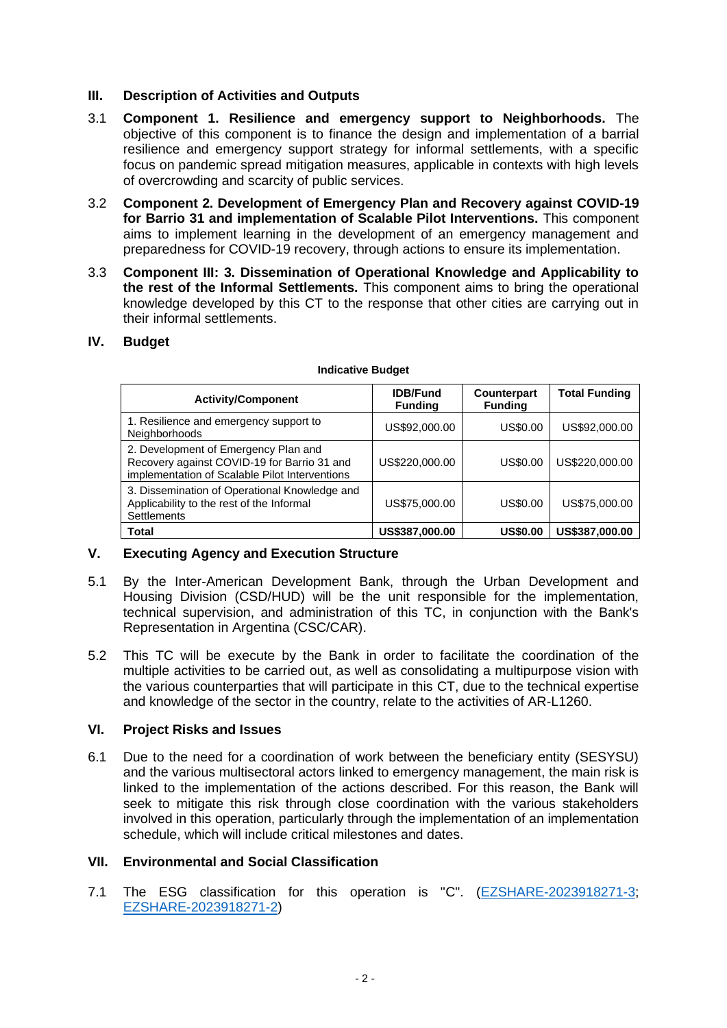## III. Description of Activities and Outputs

3.1 **Component 1. Resilience and emergency support to Neighborhoods.** The objective of this component is to finance the design and implementation of a barrial resilience and emergency support strategy for informal settlements, with a specific focus on pandemic spread mitigation measures, applicable in contexts with high levels of overcrowding and scarcity of public services.

3.2 **Component 2. Development of Emergency Plan and Recovery against COVID-19 for Barrio 31 and implementation of Scalable Pilot Interventions.** This component aims to implement learning in the development of an emergency management and preparedness for COVID-19 recovery, through actions to ensure its implementation.

3.3 **Component III: 3. Dissemination of Operational Knowledge and Applicability to the rest of the Informal Settlements.** This component aims to bring the operational knowledge developed by this CT to the response that other cities are carrying out in their informal settlements.

## IV. Budget

**Indicative Budget**

| Activity/Component | IDB/Fund Funding | Counterpart Funding | Total Funding |
|---|---|---|---|
| 1. Resilience and emergency support to Neighborhoods | US$92,000.00 | US$0.00 | US$92,000.00 |
| 2. Development of Emergency Plan and Recovery against COVID-19 for Barrio 31 and implementation of Scalable Pilot Interventions | US$220,000.00 | US$0.00 | US$220,000.00 |
| 3. Dissemination of Operational Knowledge and Applicability to the rest of the Informal Settlements | US$75,000.00 | US$0.00 | US$75,000.00 |
| **Total** | **US$387,000.00** | **US$0.00** | **US$387,000.00** |

## V. Executing Agency and Execution Structure

5.1 By the Inter-American Development Bank, through the Urban Development and Housing Division (CSD/HUD) will be the unit responsible for the implementation, technical supervision, and administration of this TC, in conjunction with the Bank's Representation in Argentina (CSC/CAR).

5.2 This TC will be execute by the Bank in order to facilitate the coordination of the multiple activities to be carried out, as well as consolidating a multipurpose vision with the various counterparties that will participate in this CT, due to the technical expertise and knowledge of the sector in the country, relate to the activities of AR-L1260.

## VI. Project Risks and Issues

6.1 Due to the need for a coordination of work between the beneficiary entity (SESYSU) and the various multisectoral actors linked to emergency management, the main risk is linked to the implementation of the actions described. For this reason, the Bank will seek to mitigate this risk through close coordination with the various stakeholders involved in this operation, particularly through the implementation of an implementation schedule, which will include critical milestones and dates.

## VII. Environmental and Social Classification

7.1 The ESG classification for this operation is "C". (EZSHARE-2023918271-3; EZSHARE-2023918271-2)